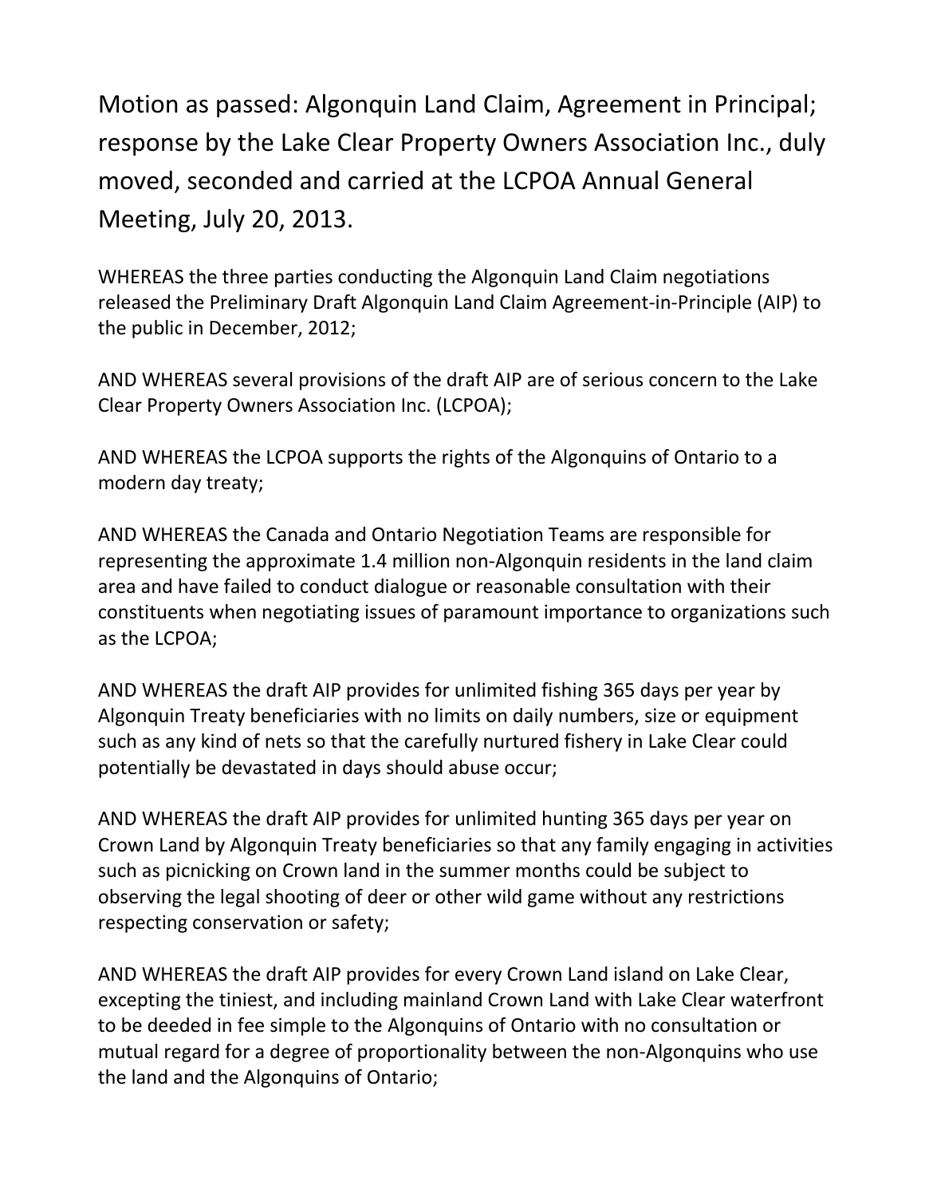# Motion as passed: Algonquin Land Claim, Agreement in Principal; response by the Lake Clear Property Owners Association Inc., duly moved, seconded and carried at the LCPOA Annual General Meeting, July 20, 2013.

WHEREAS the three parties conducting the Algonquin Land Claim negotiations released the Preliminary Draft Algonquin Land Claim Agreement-in-Principle (AIP) to the public in December, 2012;

AND WHEREAS several provisions of the draft AIP are of serious concern to the Lake Clear Property Owners Association Inc. (LCPOA);

AND WHEREAS the LCPOA supports the rights of the Algonquins of Ontario to a modern day treaty;

AND WHEREAS the Canada and Ontario Negotiation Teams are responsible for representing the approximate 1.4 million non-Algonquin residents in the land claim area and have failed to conduct dialogue or reasonable consultation with their constituents when negotiating issues of paramount importance to organizations such as the LCPOA;

AND WHEREAS the draft AIP provides for unlimited fishing 365 days per year by Algonquin Treaty beneficiaries with no limits on daily numbers, size or equipment such as any kind of nets so that the carefully nurtured fishery in Lake Clear could potentially be devastated in days should abuse occur;

AND WHEREAS the draft AIP provides for unlimited hunting 365 days per year on Crown Land by Algonquin Treaty beneficiaries so that any family engaging in activities such as picnicking on Crown land in the summer months could be subject to observing the legal shooting of deer or other wild game without any restrictions respecting conservation or safety;

AND WHEREAS the draft AIP provides for every Crown Land island on Lake Clear, excepting the tiniest, and including mainland Crown Land with Lake Clear waterfront to be deeded in fee simple to the Algonquins of Ontario with no consultation or mutual regard for a degree of proportionality between the non-Algonquins who use the land and the Algonquins of Ontario;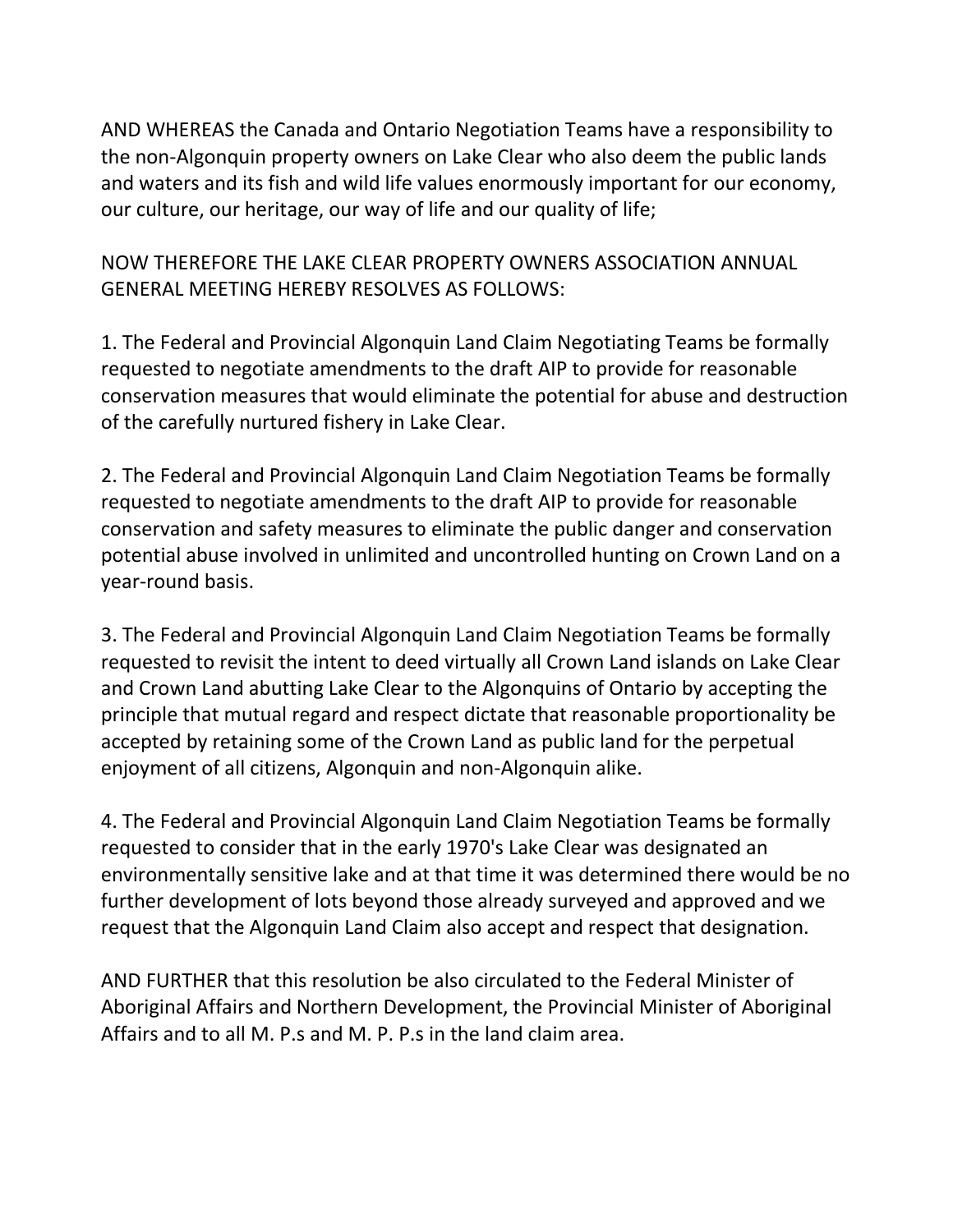AND WHEREAS the Canada and Ontario Negotiation Teams have a responsibility to the non-Algonquin property owners on Lake Clear who also deem the public lands and waters and its fish and wild life values enormously important for our economy, our culture, our heritage, our way of life and our quality of life;

NOW THEREFORE THE LAKE CLEAR PROPERTY OWNERS ASSOCIATION ANNUAL GENERAL MEETING HEREBY RESOLVES AS FOLLOWS:

1. The Federal and Provincial Algonquin Land Claim Negotiating Teams be formally requested to negotiate amendments to the draft AIP to provide for reasonable conservation measures that would eliminate the potential for abuse and destruction of the carefully nurtured fishery in Lake Clear.

2. The Federal and Provincial Algonquin Land Claim Negotiation Teams be formally requested to negotiate amendments to the draft AIP to provide for reasonable conservation and safety measures to eliminate the public danger and conservation potential abuse involved in unlimited and uncontrolled hunting on Crown Land on a year-round basis.

3. The Federal and Provincial Algonquin Land Claim Negotiation Teams be formally requested to revisit the intent to deed virtually all Crown Land islands on Lake Clear and Crown Land abutting Lake Clear to the Algonquins of Ontario by accepting the principle that mutual regard and respect dictate that reasonable proportionality be accepted by retaining some of the Crown Land as public land for the perpetual enjoyment of all citizens, Algonquin and non-Algonquin alike.

4. The Federal and Provincial Algonquin Land Claim Negotiation Teams be formally requested to consider that in the early 1970's Lake Clear was designated an environmentally sensitive lake and at that time it was determined there would be no further development of lots beyond those already surveyed and approved and we request that the Algonquin Land Claim also accept and respect that designation.

AND FURTHER that this resolution be also circulated to the Federal Minister of Aboriginal Affairs and Northern Development, the Provincial Minister of Aboriginal Affairs and to all M. P.s and M. P. P.s in the land claim area.